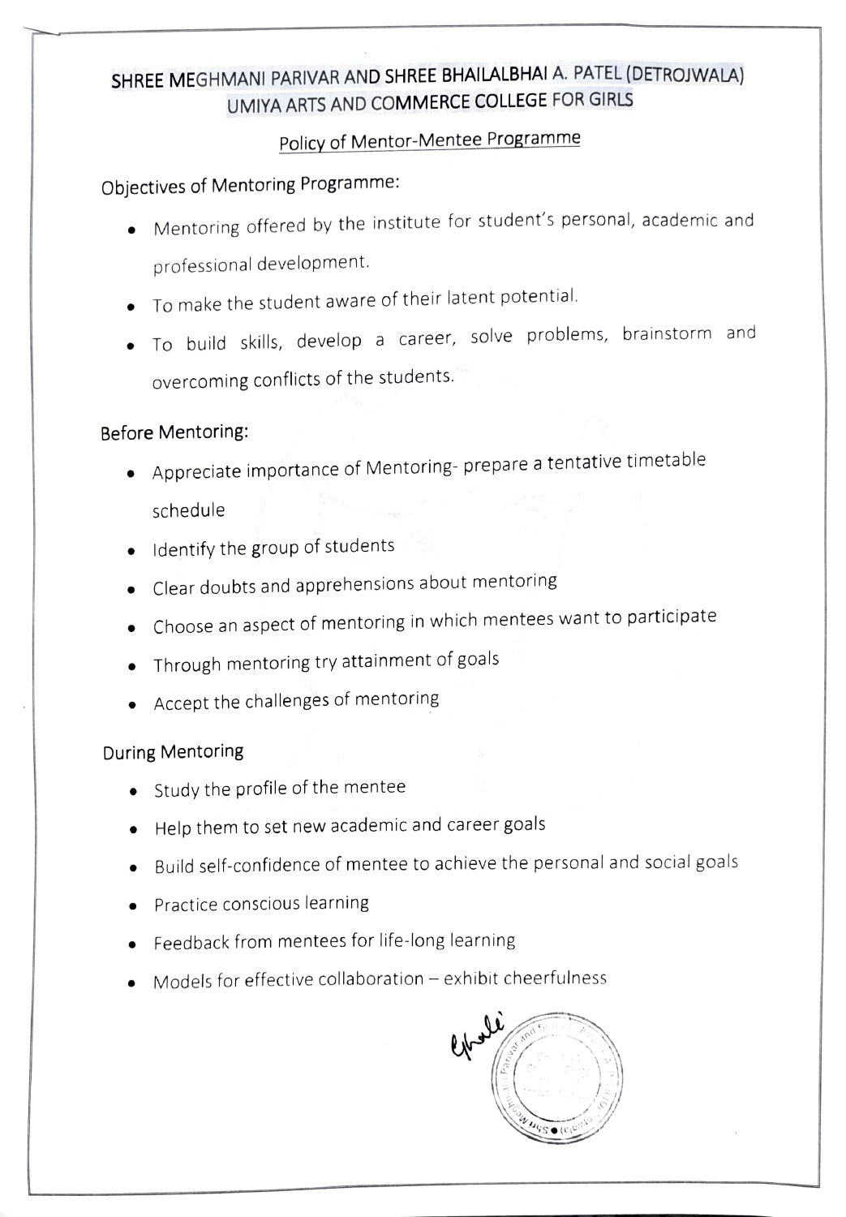# SHREE MEGHMANI PARIVAR AND SHREE BHAILALBHAI A. PATEL (DETROJWALA) UMIYA ARTS AND COMMERCE COLLEGE FOR GIRLS

## Policy of Mentor-Mentee Programme

### Objectives of Mentoring Programme:

- Mentoring offered by the institute for student's personal, academic and professional development.
- To make the student aware of their latent potential.
- To build skills, develop a career, solve problems, brainstorm and overcoming conflicts of the students.

### Before Mentoring:

- Appreciate importance of Mentoring- prepare a tentative timetable schedule
- Identify the group of students
- Clear doubts and apprehensions about mentoring
- Choose an aspect of mentoring in which mentees want to participate
- Through mentoring try attainment of goals
- Accept the challenges of mentoring

### During Mentoring

- Study the profile of the mentee
- Help them to set new academic and career goals
- Build self-confidence of mentee to achieve the personal and social goals
- Practice conscious learning
- Feedback from mentees for life-long learning
- Models for effective collaboration – exhibit cheerfulness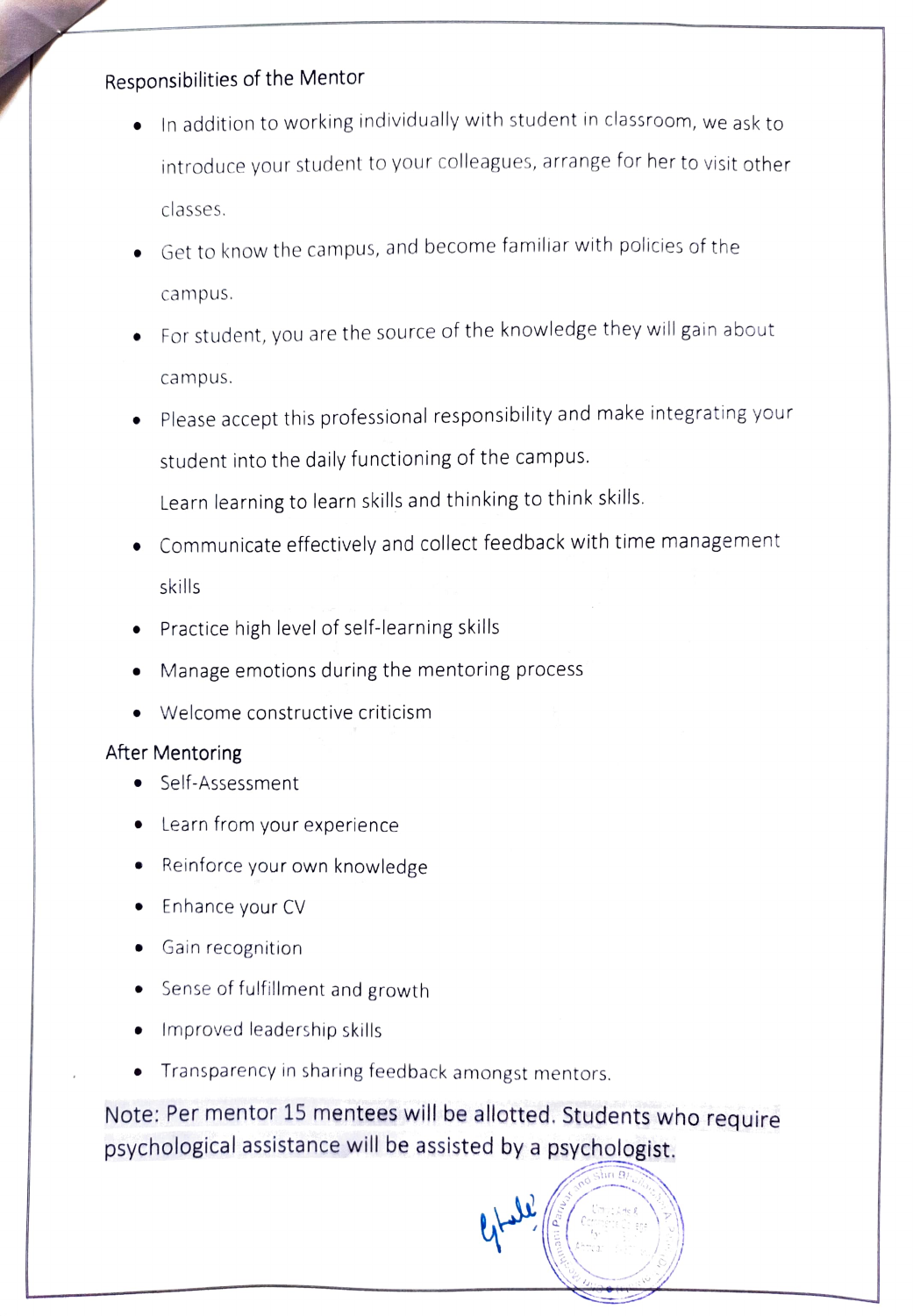Responsibilities of the Mentor

- In addition to working individually with student in classroom, we ask to introduce your student to your colleagues, arrange for her to visit other classes.
- Get to know the campus, and become familiar with policies of the campus.
- For student, you are the source of the knowledge they will gain about campus.
- Please accept this professional responsibility and make integrating your student into the daily functioning of the campus.
  Learn learning to learn skills and thinking to think skills.
- Communicate effectively and collect feedback with time management skills
- Practice high level of self-learning skills
- Manage emotions during the mentoring process
- Welcome constructive criticism

After Mentoring

- Self-Assessment
- Learn from your experience
- Reinforce your own knowledge
- Enhance your CV
- Gain recognition
- Sense of fulfillment and growth
- Improved leadership skills
- Transparency in sharing feedback amongst mentors.

Note: Per mentor 15 mentees will be allotted. Students who require psychological assistance will be assisted by a psychologist.